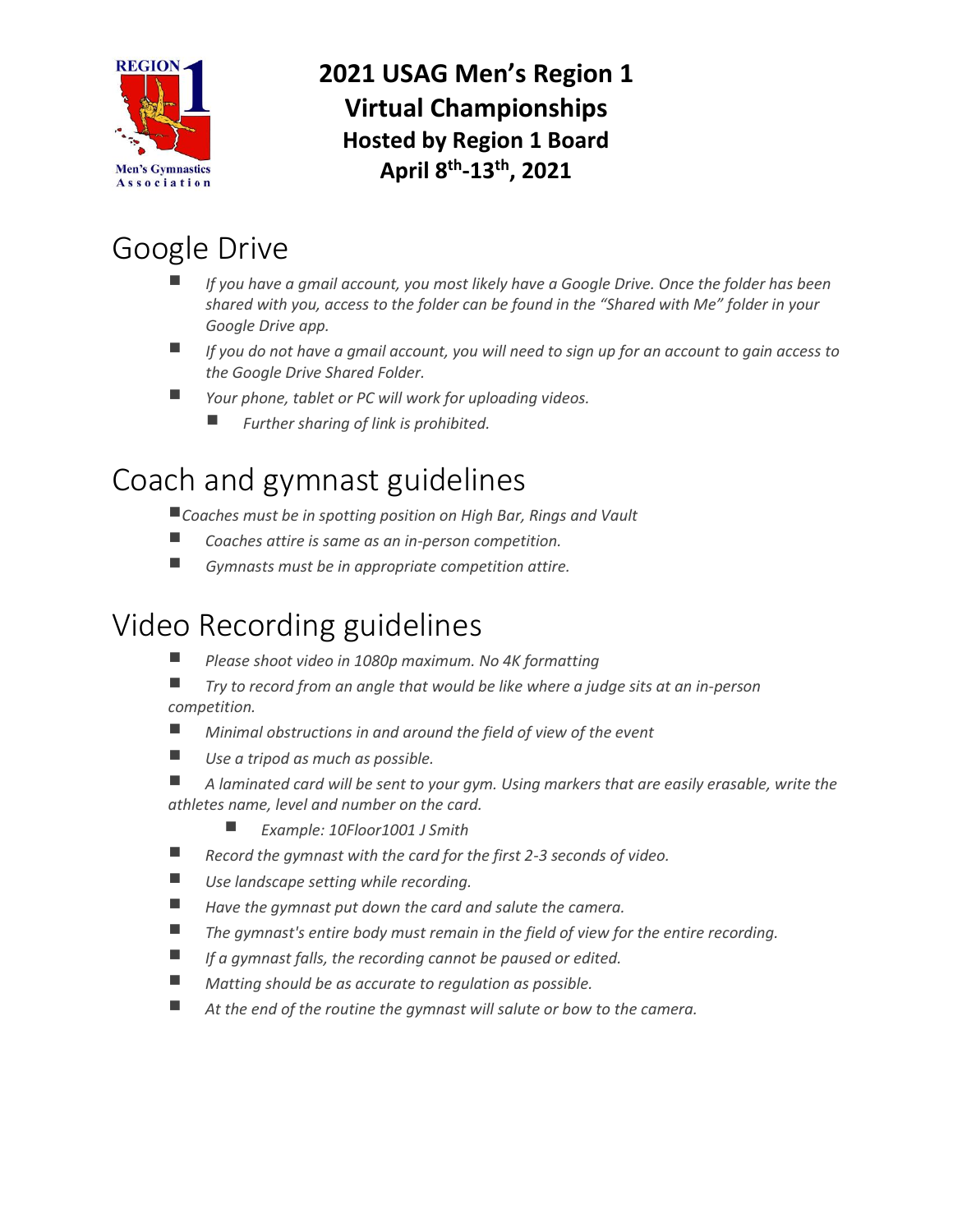# 2021 USAG Men's Region 1 Virtual Championships

**Hosted by Region 1 Board**

**April 8th-13th, 2021**

## Google Drive

- *If you have a gmail account, you most likely have a Google Drive. Once the folder has been shared with you, access to the folder can be found in the "Shared with Me" folder in your Google Drive app.*
- *If you do not have a gmail account, you will need to sign up for an account to gain access to the Google Drive Shared Folder.*
- *Your phone, tablet or PC will work for uploading videos.*
  - *Further sharing of link is prohibited.*

## Coach and gymnast guidelines

- *Coaches must be in spotting position on High Bar, Rings and Vault*
- *Coaches attire is same as an in-person competition.*
- *Gymnasts must be in appropriate competition attire.*

## Video Recording guidelines

- *Please shoot video in 1080p maximum. No 4K formatting*
- *Try to record from an angle that would be like where a judge sits at an in-person competition.*
- *Minimal obstructions in and around the field of view of the event*
- *Use a tripod as much as possible.*
- *A laminated card will be sent to your gym. Using markers that are easily erasable, write the athletes name, level and number on the card.*
  - *Example: 10Floor1001 J Smith*
- *Record the gymnast with the card for the first 2-3 seconds of video.*
- *Use landscape setting while recording.*
- *Have the gymnast put down the card and salute the camera.*
- *The gymnast's entire body must remain in the field of view for the entire recording.*
- *If a gymnast falls, the recording cannot be paused or edited.*
- *Matting should be as accurate to regulation as possible.*
- *At the end of the routine the gymnast will salute or bow to the camera.*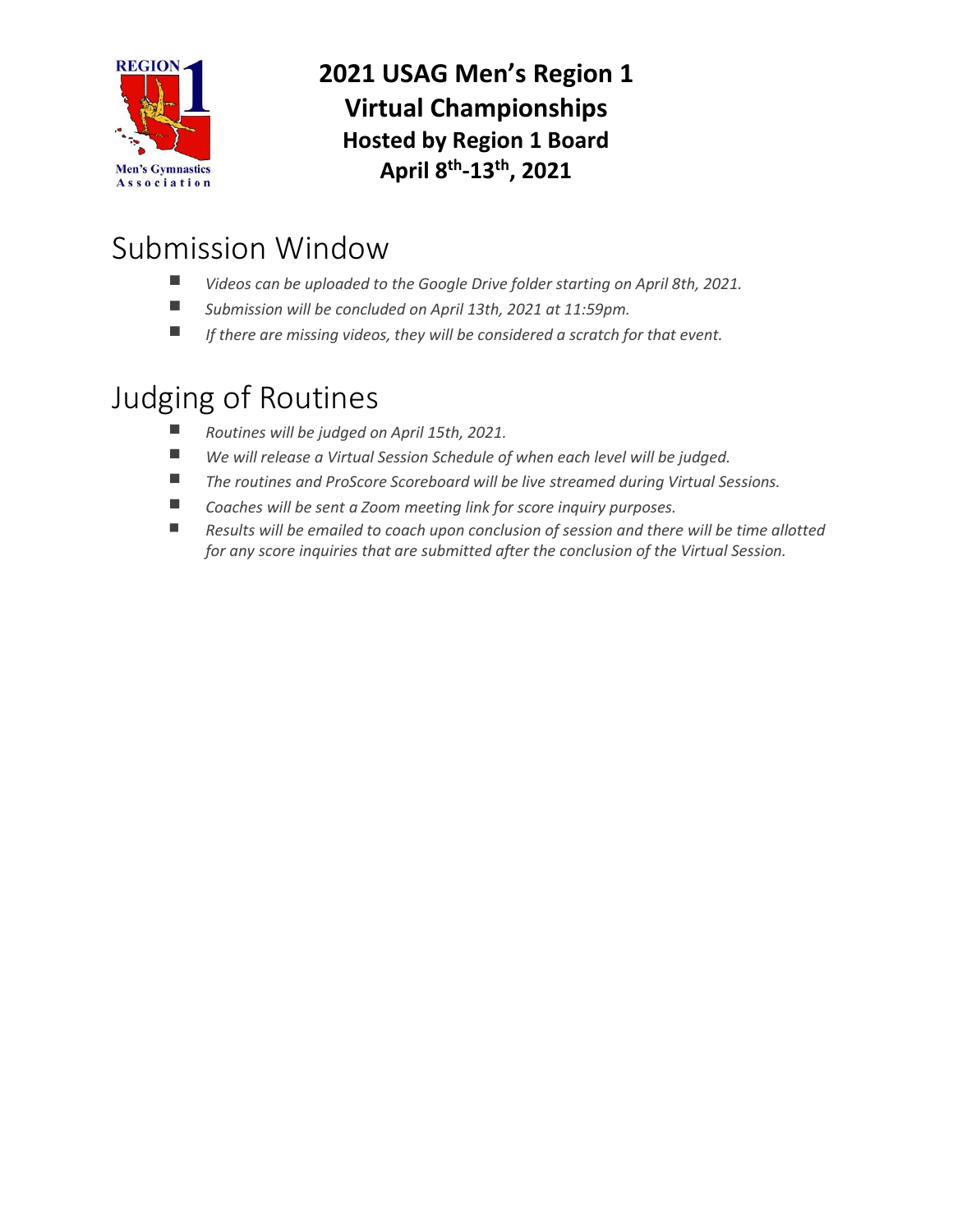**2021 USAG Men's Region 1**
**Virtual Championships**
**Hosted by Region 1 Board**
**April 8th-13th, 2021**

# Submission Window

- *Videos can be uploaded to the Google Drive folder starting on April 8th, 2021.*
- *Submission will be concluded on April 13th, 2021 at 11:59pm.*
- *If there are missing videos, they will be considered a scratch for that event.*

# Judging of Routines

- *Routines will be judged on April 15th, 2021.*
- *We will release a Virtual Session Schedule of when each level will be judged.*
- *The routines and ProScore Scoreboard will be live streamed during Virtual Sessions.*
- *Coaches will be sent a Zoom meeting link for score inquiry purposes.*
- *Results will be emailed to coach upon conclusion of session and there will be time allotted for any score inquiries that are submitted after the conclusion of the Virtual Session.*